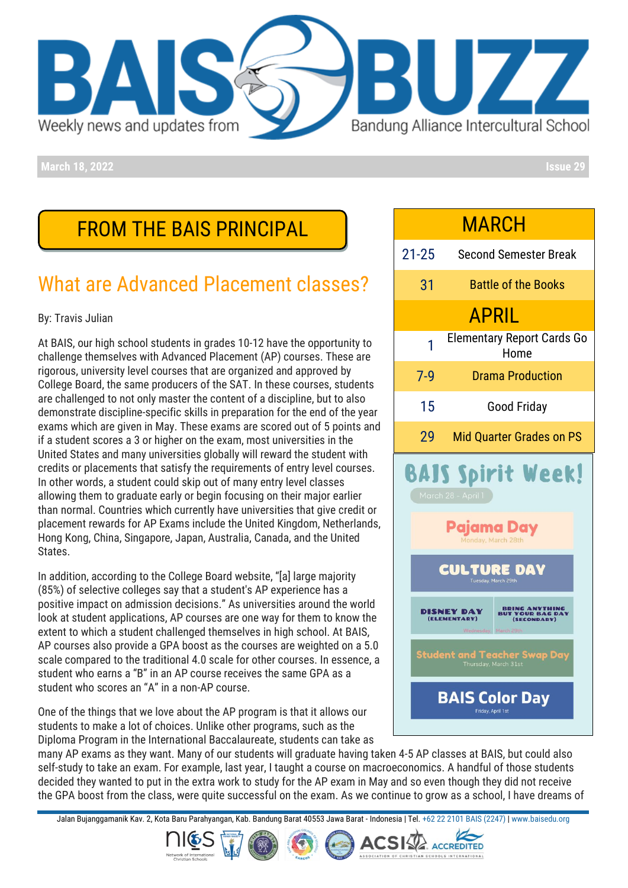# BAIS BUZZ

Weekly news and updates from Bandung Alliance Intercultural School

March 18, 2022 — Issue 29

## FROM THE BAIS PRINCIPAL

### What are Advanced Placement classes?

By: Travis Julian

At BAIS, our high school students in grades 10-12 have the opportunity to challenge themselves with Advanced Placement (AP) courses. These are rigorous, university level courses that are organized and approved by College Board, the same producers of the SAT. In these courses, students are challenged to not only master the content of a discipline, but to also demonstrate discipline-specific skills in preparation for the end of the year exams which are given in May. These exams are scored out of 5 points and if a student scores a 3 or higher on the exam, most universities in the United States and many universities globally will reward the student with credits or placements that satisfy the requirements of entry level courses. In other words, a student could skip out of many entry level classes allowing them to graduate early or begin focusing on their major earlier than normal. Countries which currently have universities that give credit or placement rewards for AP Exams include the United Kingdom, Netherlands, Hong Kong, China, Singapore, Japan, Australia, Canada, and the United States.

In addition, according to the College Board website, "[a] large majority (85%) of selective colleges say that a student's AP experience has a positive impact on admission decisions." As universities around the world look at student applications, AP courses are one way for them to know the extent to which a student challenged themselves in high school. At BAIS, AP courses also provide a GPA boost as the courses are weighted on a 5.0 scale compared to the traditional 4.0 scale for other courses. In essence, a student who earns a "B" in an AP course receives the same GPA as a student who scores an "A" in a non-AP course.

One of the things that we love about the AP program is that it allows our students to make a lot of choices. Unlike other programs, such as the Diploma Program in the International Baccalaureate, students can take as many AP exams as they want. Many of our students will graduate having taken 4-5 AP classes at BAIS, but could also self-study to take an exam. For example, last year, I taught a course on macroeconomics. A handful of those students decided they wanted to put in the extra work to study for the AP exam in May and so even though they did not receive the GPA boost from the class, were quite successful on the exam. As we continue to grow as a school, I have dreams of

| MARCH | |
|---|---|
| 21-25 | Second Semester Break |
| 31 | Battle of the Books |
| **APRIL** | |
| 1 | Elementary Report Cards Go Home |
| 7-9 | Drama Production |
| 15 | Good Friday |
| 29 | Mid Quarter Grades on PS |

### BAIS Spirit Week!

March 28 - April 1

- **Pajama Day** — Monday, March 28th
- **CULTURE DAY** — Tuesday, March 29th
- **DISNEY DAY (ELEMENTARY)** / **BRING ANYTHING BUT YOUR BAG DAY (SECONDARY)** — Wednesday, March 29th
- **Student and Teacher Swap Day** — Thursday, March 31st
- **BAIS Color Day** — Friday, April 1st

Jalan Bujanggamanik Kav. 2, Kota Baru Parahyangan, Kab. Bandung Barat 40553 Jawa Barat - Indonesia | Tel. +62 22 2101 BAIS (2247) | www.baisedu.org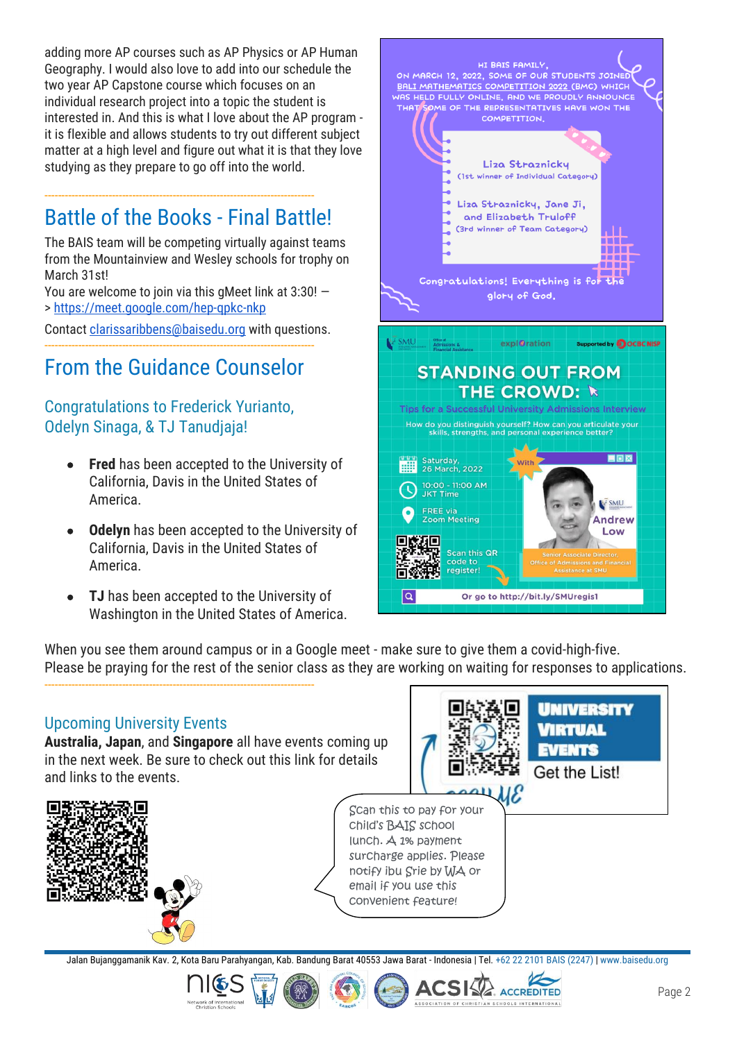adding more AP courses such as AP Physics or AP Human Geography. I would also love to add into our schedule the two year AP Capstone course which focuses on an individual research project into a topic the student is interested in. And this is what I love about the AP program - it is flexible and allows students to try out different subject matter at a high level and figure out what it is that they love studying as they prepare to go off into the world.

## Battle of the Books - Final Battle!

The BAIS team will be competing virtually against teams from the Mountainview and Wesley schools for trophy on March 31st!
You are welcome to join via this gMeet link at 3:30! —> https://meet.google.com/hep-qpkc-nkp

Contact clarissaribbens@baisedu.org with questions.

## From the Guidance Counselor

### Congratulations to Frederick Yurianto, Odelyn Sinaga, & TJ Tanudjaja!

- **Fred** has been accepted to the University of California, Davis in the United States of America.
- **Odelyn** has been accepted to the University of California, Davis in the United States of America.
- **TJ** has been accepted to the University of Washington in the United States of America.

When you see them around campus or in a Google meet - make sure to give them a covid-high-five.
Please be praying for the rest of the senior class as they are working on waiting for responses to applications.

HI BAIS FAMILY,
ON MARCH 12, 2022, SOME OF OUR STUDENTS JOINED BALI MATHEMATICS COMPETITION 2022 (BMC) WHICH WAS HELD FULLY ONLINE, AND WE PROUDLY ANNOUNCE THAT SOME OF THE REPRESENTATIVES HAVE WON THE COMPETITION.

Liza Straznicky
(1st winner of Individual Category)

Liza Straznicky, Jane Ji, and Elizabeth Truloff
(3rd winner of Team Category)

Congratulations! Everything is for the glory of God.

SMU | Office of Admissions & Financial Assistance | expl0ration | Supported by OCBC NISP

STANDING OUT FROM THE CROWD:
Tips for a Successful University Admissions Interview

How do you distinguish yourself? How can you articulate your skills, strengths, and personal experience better?

Saturday, 26 March, 2022
10:00 - 11:00 AM JKT Time
FREE via Zoom Meeting
Scan this QR code to register!

With Andrew Low
Senior Associate Director, Office of Admissions and Financial Assistance at SMU

Or go to http://bit.ly/SMUregis1

### Upcoming University Events

**Australia, Japan**, and **Singapore** all have events coming up in the next week. Be sure to check out this link for details and links to the events.

UNIVERSITY VIRTUAL EVENTS
Get the List!
SCAN ME

Scan this to pay for your child's BAIS school lunch. A 1% payment surcharge applies. Please notify ibu Srie by WA or email if you use this convenient feature!

Jalan Bujanggamanik Kav. 2, Kota Baru Parahyangan, Kab. Bandung Barat 40553 Jawa Barat - Indonesia | Tel. +62 22 2101 BAIS (2247) | www.baisedu.org